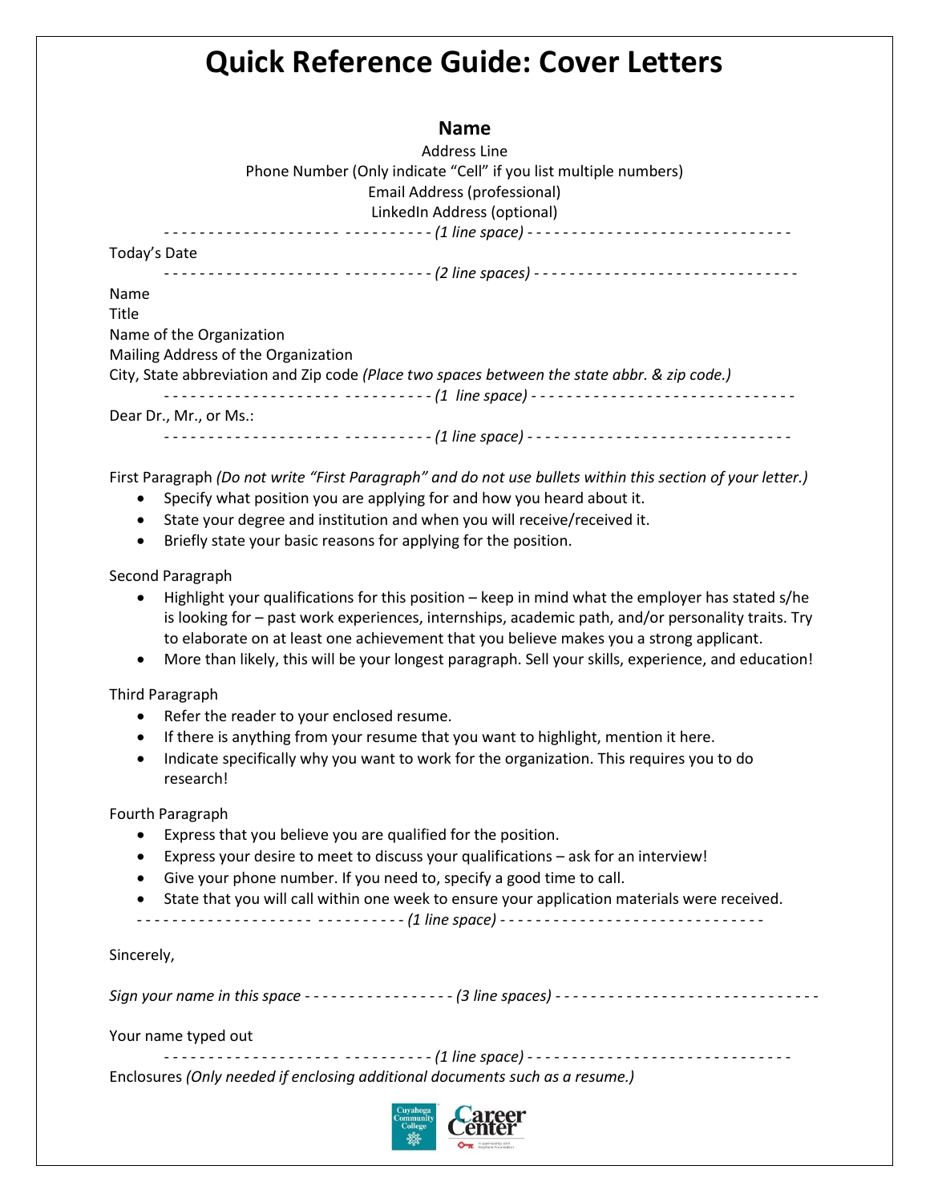# Quick Reference Guide: Cover Letters

**Name**
Address Line
Phone Number (Only indicate "Cell" if you list multiple numbers)
Email Address (professional)
LinkedIn Address (optional)

- - - - - - - - - - - - - - - - - - - - - - - - - - - - - - *(1 line space)* - - - - - - - - - - - - - - - - - - - - - - - - - - - - - -

Today's Date

- - - - - - - - - - - - - - - - - - - - - - - - - - - - - - *(2 line spaces)* - - - - - - - - - - - - - - - - - - - - - - - - - - - - - -

Name
Title
Name of the Organization
Mailing Address of the Organization
City, State abbreviation and Zip code *(Place two spaces between the state abbr. & zip code.)*

- - - - - - - - - - - - - - - - - - - - - - - - - - - - - - *(1 line space)* - - - - - - - - - - - - - - - - - - - - - - - - - - - - - -

Dear Dr., Mr., or Ms.:

- - - - - - - - - - - - - - - - - - - - - - - - - - - - - - *(1 line space)* - - - - - - - - - - - - - - - - - - - - - - - - - - - - - -

First Paragraph *(Do not write "First Paragraph" and do not use bullets within this section of your letter.)*

- Specify what position you are applying for and how you heard about it.
- State your degree and institution and when you will receive/received it.
- Briefly state your basic reasons for applying for the position.

Second Paragraph

- Highlight your qualifications for this position – keep in mind what the employer has stated s/he is looking for – past work experiences, internships, academic path, and/or personality traits. Try to elaborate on at least one achievement that you believe makes you a strong applicant.
- More than likely, this will be your longest paragraph. Sell your skills, experience, and education!

Third Paragraph

- Refer the reader to your enclosed resume.
- If there is anything from your resume that you want to highlight, mention it here.
- Indicate specifically why you want to work for the organization. This requires you to do research!

Fourth Paragraph

- Express that you believe you are qualified for the position.
- Express your desire to meet to discuss your qualifications – ask for an interview!
- Give your phone number. If you need to, specify a good time to call.
- State that you will call within one week to ensure your application materials were received.

- - - - - - - - - - - - - - - - - - - - - - - - - - - - - - *(1 line space)* - - - - - - - - - - - - - - - - - - - - - - - - - - - - - -

Sincerely,

*Sign your name in this space* - - - - - - - - - - - - - - - - - *(3 line spaces)* - - - - - - - - - - - - - - - - - - - - - - - - - - - - - -

Your name typed out

- - - - - - - - - - - - - - - - - - - - - - - - - - - - - - *(1 line space)* - - - - - - - - - - - - - - - - - - - - - - - - - - - - - -

Enclosures *(Only needed if enclosing additional documents such as a resume.)*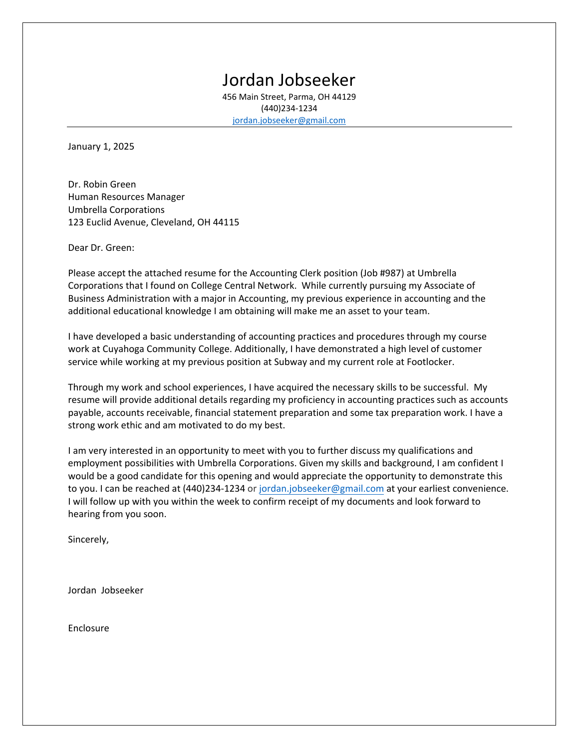# Jordan Jobseeker

456 Main Street, Parma, OH 44129
(440)234-1234
jordan.jobseeker@gmail.com

---

January 1, 2025

Dr. Robin Green
Human Resources Manager
Umbrella Corporations
123 Euclid Avenue, Cleveland, OH 44115

Dear Dr. Green:

Please accept the attached resume for the Accounting Clerk position (Job #987) at Umbrella Corporations that I found on College Central Network. While currently pursuing my Associate of Business Administration with a major in Accounting, my previous experience in accounting and the additional educational knowledge I am obtaining will make me an asset to your team.

I have developed a basic understanding of accounting practices and procedures through my course work at Cuyahoga Community College. Additionally, I have demonstrated a high level of customer service while working at my previous position at Subway and my current role at Footlocker.

Through my work and school experiences, I have acquired the necessary skills to be successful. My resume will provide additional details regarding my proficiency in accounting practices such as accounts payable, accounts receivable, financial statement preparation and some tax preparation work. I have a strong work ethic and am motivated to do my best.

I am very interested in an opportunity to meet with you to further discuss my qualifications and employment possibilities with Umbrella Corporations. Given my skills and background, I am confident I would be a good candidate for this opening and would appreciate the opportunity to demonstrate this to you. I can be reached at (440)234-1234 or jordan.jobseeker@gmail.com at your earliest convenience. I will follow up with you within the week to confirm receipt of my documents and look forward to hearing from you soon.

Sincerely,

Jordan Jobseeker

Enclosure